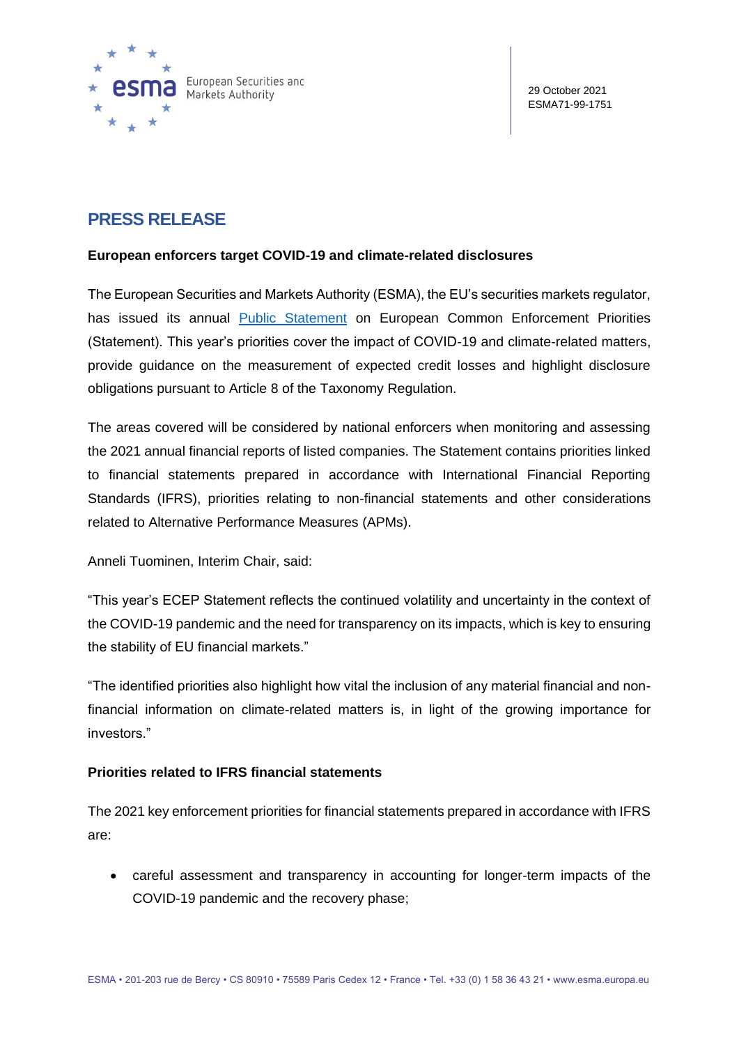29 October 2021
ESMA71-99-1751

# PRESS RELEASE

**European enforcers target COVID-19 and climate-related disclosures**

The European Securities and Markets Authority (ESMA), the EU's securities markets regulator, has issued its annual Public Statement on European Common Enforcement Priorities (Statement). This year's priorities cover the impact of COVID-19 and climate-related matters, provide guidance on the measurement of expected credit losses and highlight disclosure obligations pursuant to Article 8 of the Taxonomy Regulation.

The areas covered will be considered by national enforcers when monitoring and assessing the 2021 annual financial reports of listed companies. The Statement contains priorities linked to financial statements prepared in accordance with International Financial Reporting Standards (IFRS), priorities relating to non-financial statements and other considerations related to Alternative Performance Measures (APMs).

Anneli Tuominen, Interim Chair, said:

"This year's ECEP Statement reflects the continued volatility and uncertainty in the context of the COVID-19 pandemic and the need for transparency on its impacts, which is key to ensuring the stability of EU financial markets."

"The identified priorities also highlight how vital the inclusion of any material financial and non-financial information on climate-related matters is, in light of the growing importance for investors."

**Priorities related to IFRS financial statements**

The 2021 key enforcement priorities for financial statements prepared in accordance with IFRS are:

- careful assessment and transparency in accounting for longer-term impacts of the COVID-19 pandemic and the recovery phase;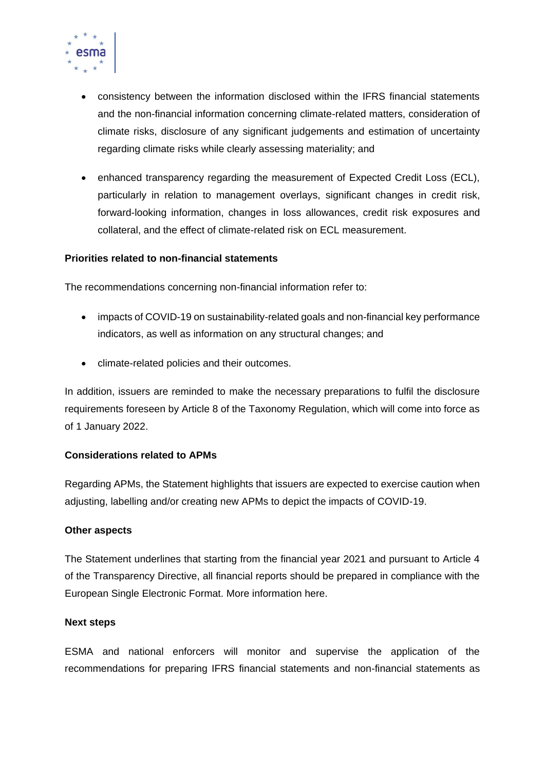- consistency between the information disclosed within the IFRS financial statements and the non-financial information concerning climate-related matters, consideration of climate risks, disclosure of any significant judgements and estimation of uncertainty regarding climate risks while clearly assessing materiality; and

- enhanced transparency regarding the measurement of Expected Credit Loss (ECL), particularly in relation to management overlays, significant changes in credit risk, forward-looking information, changes in loss allowances, credit risk exposures and collateral, and the effect of climate-related risk on ECL measurement.

**Priorities related to non-financial statements**

The recommendations concerning non-financial information refer to:

- impacts of COVID-19 on sustainability-related goals and non-financial key performance indicators, as well as information on any structural changes; and

- climate-related policies and their outcomes.

In addition, issuers are reminded to make the necessary preparations to fulfil the disclosure requirements foreseen by Article 8 of the Taxonomy Regulation, which will come into force as of 1 January 2022.

**Considerations related to APMs**

Regarding APMs, the Statement highlights that issuers are expected to exercise caution when adjusting, labelling and/or creating new APMs to depict the impacts of COVID-19.

**Other aspects**

The Statement underlines that starting from the financial year 2021 and pursuant to Article 4 of the Transparency Directive, all financial reports should be prepared in compliance with the European Single Electronic Format. More information here.

**Next steps**

ESMA and national enforcers will monitor and supervise the application of the recommendations for preparing IFRS financial statements and non-financial statements as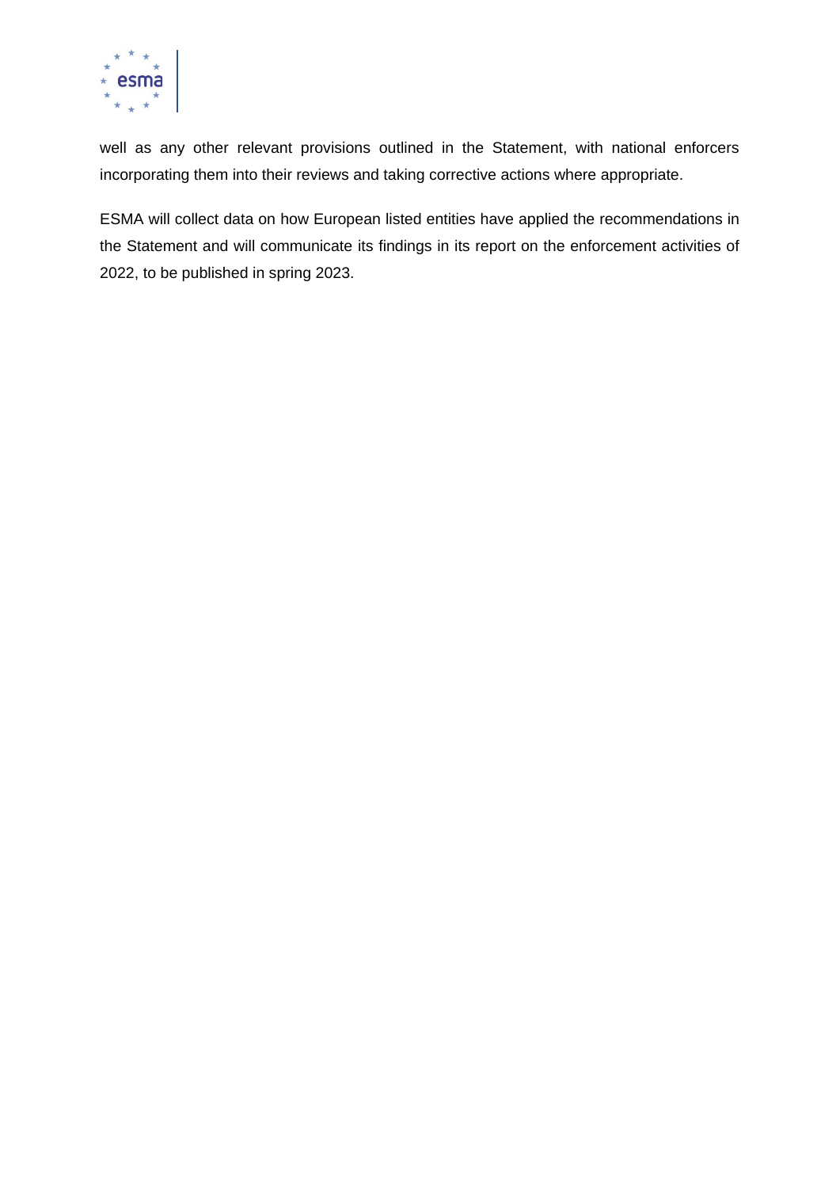well as any other relevant provisions outlined in the Statement, with national enforcers incorporating them into their reviews and taking corrective actions where appropriate.

ESMA will collect data on how European listed entities have applied the recommendations in the Statement and will communicate its findings in its report on the enforcement activities of 2022, to be published in spring 2023.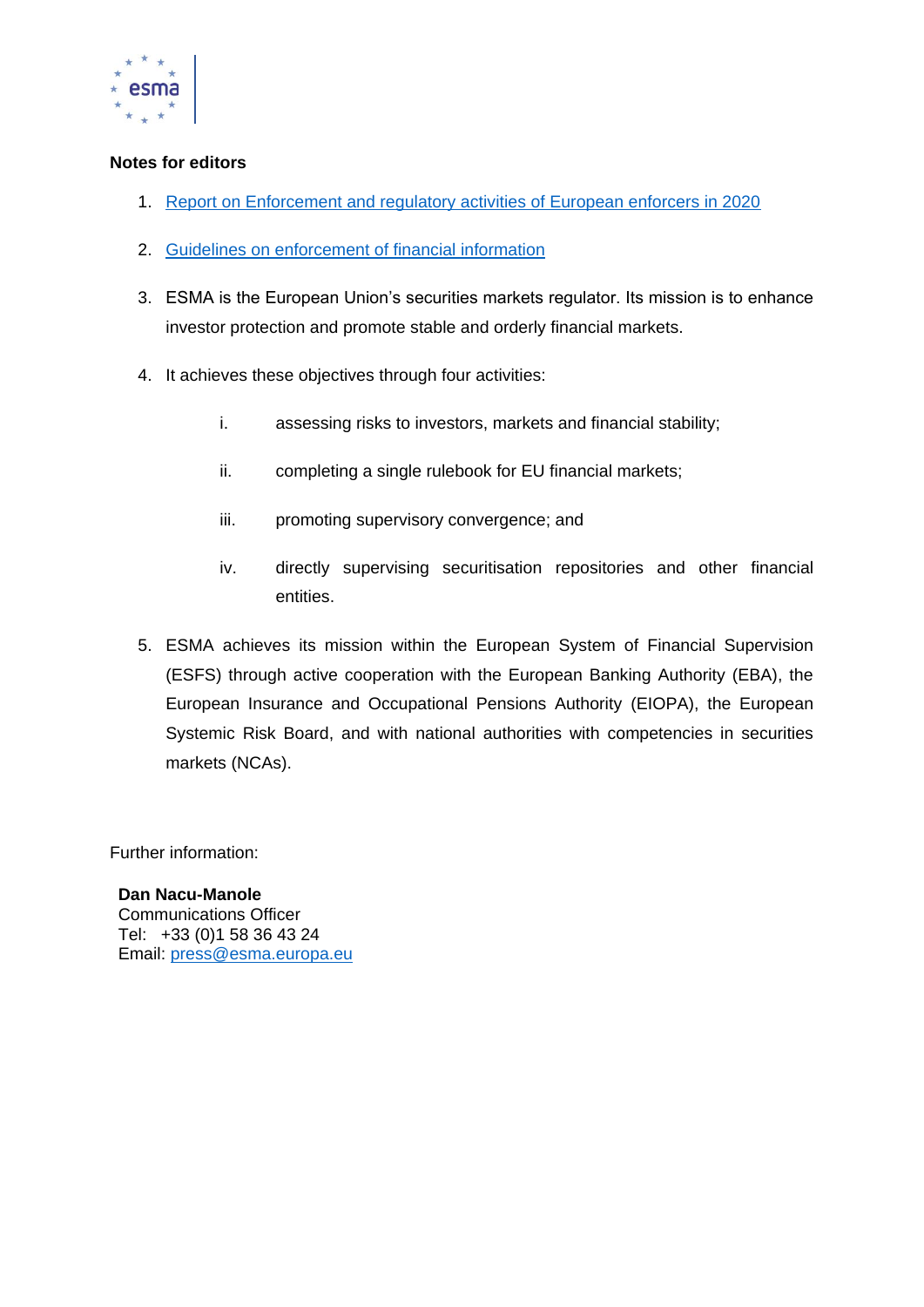**Notes for editors**

1. Report on Enforcement and regulatory activities of European enforcers in 2020
2. Guidelines on enforcement of financial information
3. ESMA is the European Union's securities markets regulator. Its mission is to enhance investor protection and promote stable and orderly financial markets.
4. It achieves these objectives through four activities:
   i. assessing risks to investors, markets and financial stability;
   ii. completing a single rulebook for EU financial markets;
   iii. promoting supervisory convergence; and
   iv. directly supervising securitisation repositories and other financial entities.
5. ESMA achieves its mission within the European System of Financial Supervision (ESFS) through active cooperation with the European Banking Authority (EBA), the European Insurance and Occupational Pensions Authority (EIOPA), the European Systemic Risk Board, and with national authorities with competencies in securities markets (NCAs).

Further information:

**Dan Nacu-Manole**
Communications Officer
Tel: +33 (0)1 58 36 43 24
Email: press@esma.europa.eu